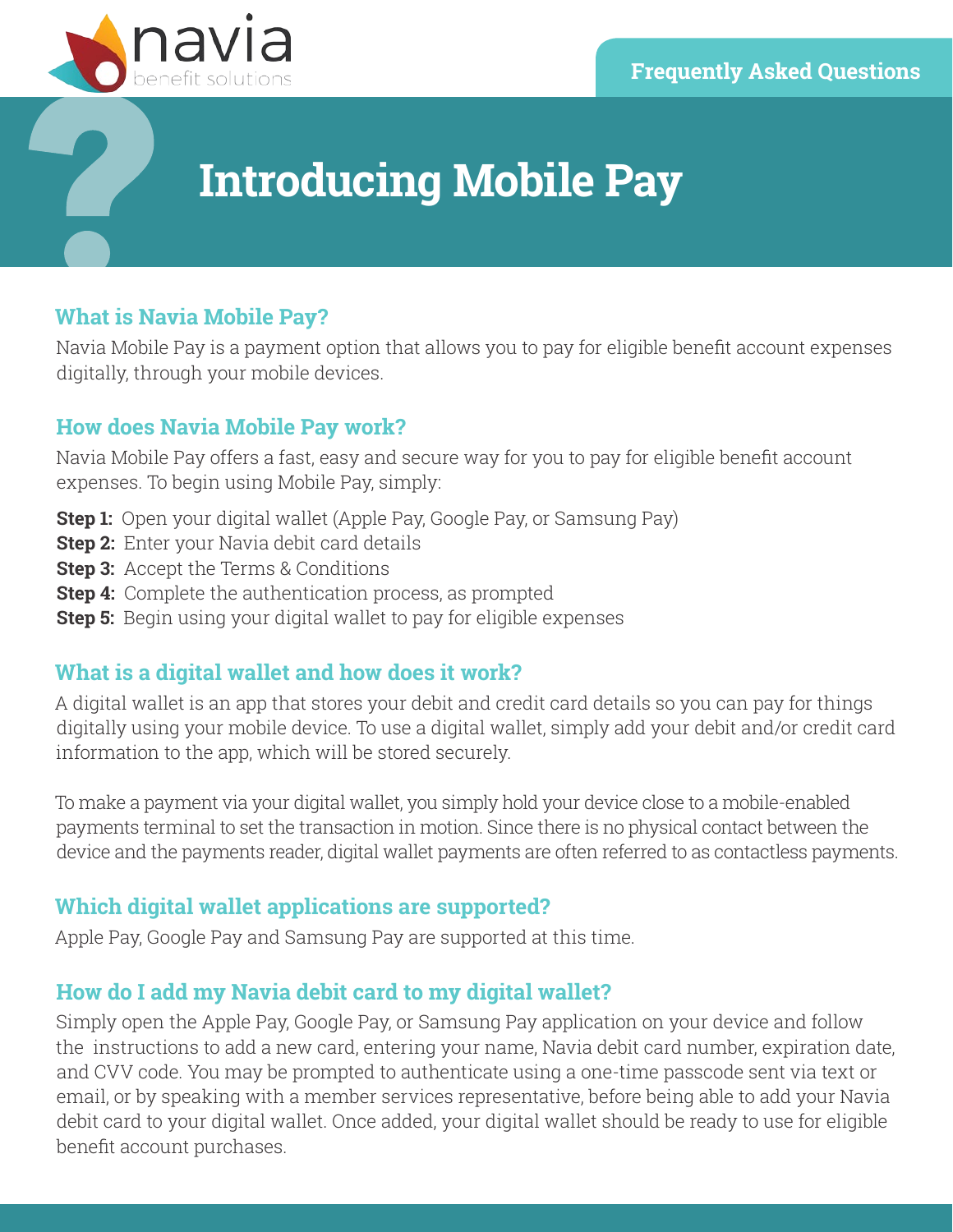navia benefit solutions

Frequently Asked Questions

# Introducing Mobile Pay

## What is Navia Mobile Pay?

Navia Mobile Pay is a payment option that allows you to pay for eligible benefit account expenses digitally, through your mobile devices.

## How does Navia Mobile Pay work?

Navia Mobile Pay offers a fast, easy and secure way for you to pay for eligible benefit account expenses. To begin using Mobile Pay, simply:

**Step 1:** Open your digital wallet (Apple Pay, Google Pay, or Samsung Pay)
**Step 2:** Enter your Navia debit card details
**Step 3:** Accept the Terms & Conditions
**Step 4:** Complete the authentication process, as prompted
**Step 5:** Begin using your digital wallet to pay for eligible expenses

## What is a digital wallet and how does it work?

A digital wallet is an app that stores your debit and credit card details so you can pay for things digitally using your mobile device. To use a digital wallet, simply add your debit and/or credit card information to the app, which will be stored securely.

To make a payment via your digital wallet, you simply hold your device close to a mobile-enabled payments terminal to set the transaction in motion. Since there is no physical contact between the device and the payments reader, digital wallet payments are often referred to as contactless payments.

## Which digital wallet applications are supported?

Apple Pay, Google Pay and Samsung Pay are supported at this time.

## How do I add my Navia debit card to my digital wallet?

Simply open the Apple Pay, Google Pay, or Samsung Pay application on your device and follow the instructions to add a new card, entering your name, Navia debit card number, expiration date, and CVV code. You may be prompted to authenticate using a one-time passcode sent via text or email, or by speaking with a member services representative, before being able to add your Navia debit card to your digital wallet. Once added, your digital wallet should be ready to use for eligible benefit account purchases.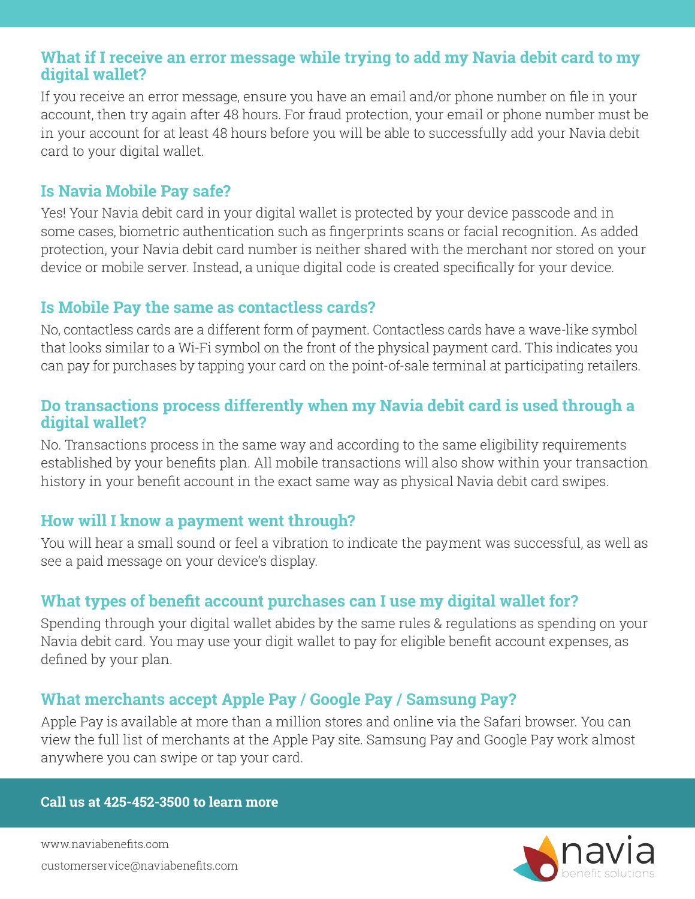## What if I receive an error message while trying to add my Navia debit card to my digital wallet?

If you receive an error message, ensure you have an email and/or phone number on file in your account, then try again after 48 hours. For fraud protection, your email or phone number must be in your account for at least 48 hours before you will be able to successfully add your Navia debit card to your digital wallet.

## Is Navia Mobile Pay safe?

Yes! Your Navia debit card in your digital wallet is protected by your device passcode and in some cases, biometric authentication such as fingerprints scans or facial recognition. As added protection, your Navia debit card number is neither shared with the merchant nor stored on your device or mobile server. Instead, a unique digital code is created specifically for your device.

## Is Mobile Pay the same as contactless cards?

No, contactless cards are a different form of payment. Contactless cards have a wave-like symbol that looks similar to a Wi-Fi symbol on the front of the physical payment card. This indicates you can pay for purchases by tapping your card on the point-of-sale terminal at participating retailers.

## Do transactions process differently when my Navia debit card is used through a digital wallet?

No. Transactions process in the same way and according to the same eligibility requirements established by your benefits plan. All mobile transactions will also show within your transaction history in your benefit account in the exact same way as physical Navia debit card swipes.

## How will I know a payment went through?

You will hear a small sound or feel a vibration to indicate the payment was successful, as well as see a paid message on your device's display.

## What types of benefit account purchases can I use my digital wallet for?

Spending through your digital wallet abides by the same rules & regulations as spending on your Navia debit card. You may use your digit wallet to pay for eligible benefit account expenses, as defined by your plan.

## What merchants accept Apple Pay / Google Pay / Samsung Pay?

Apple Pay is available at more than a million stores and online via the Safari browser. You can view the full list of merchants at the Apple Pay site. Samsung Pay and Google Pay work almost anywhere you can swipe or tap your card.

**Call us at 425-452-3500 to learn more**

www.naviabenefits.com

customerservice@naviabenefits.com

navia benefit solutions